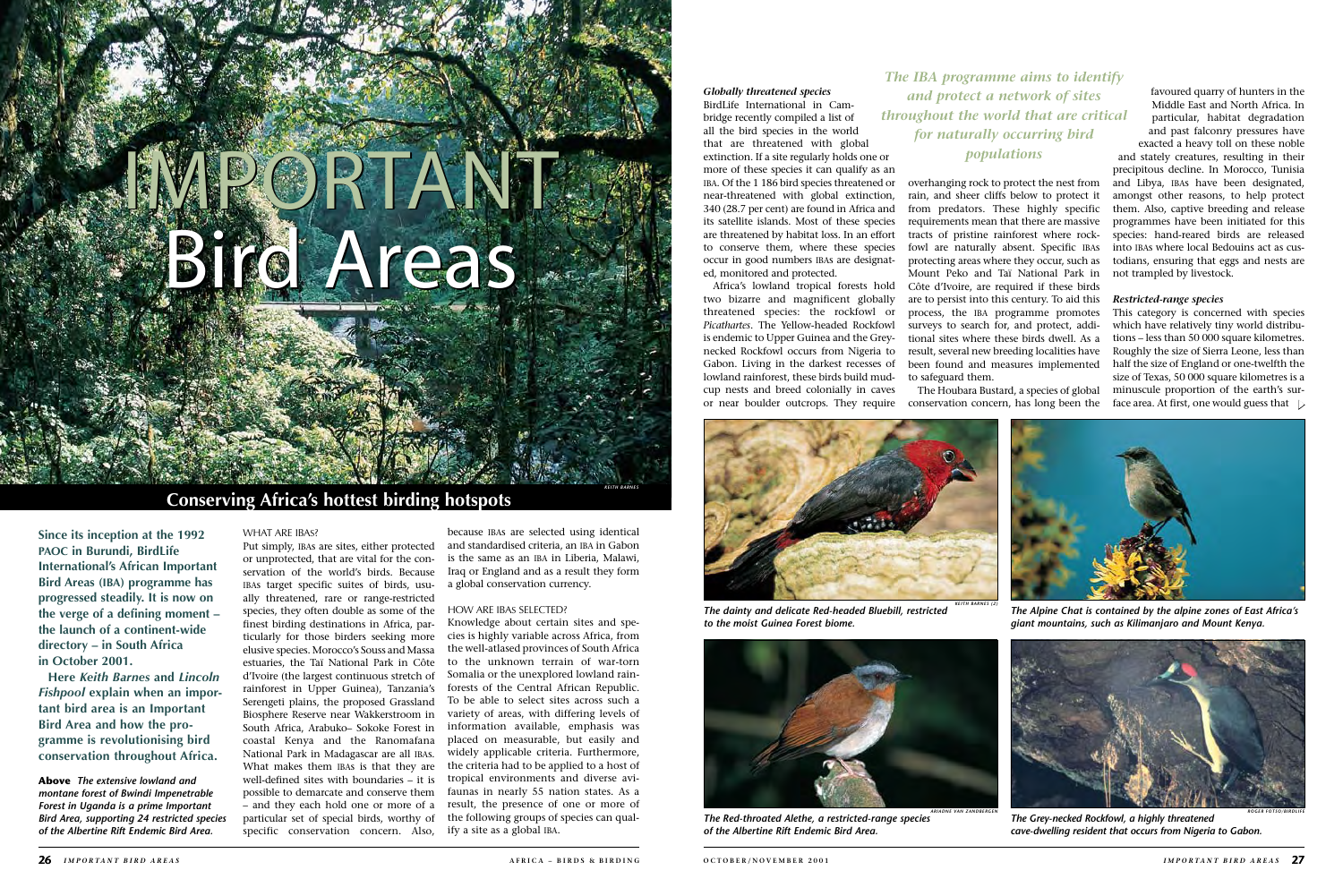# IMPORTANT Bird Areas

## Conserving Africa's hottest birding hotspots

**Since its inception at the 1992 PAOC in Burundi, BirdLife International's African Important Bird Areas (IBA) programme has progressed steadily. It is now on the verge of a defining moment – the launch of a continent-wide directory – in South Africa in October 2001.**

**Here *Keith Barnes* and *Lincoln Fishpool* explain when an important bird area is an Important Bird Area and how the programme is revolutionising bird conservation throughout Africa.**

**Above** *The extensive lowland and montane forest of Bwindi Impenetrable Forest in Uganda is a prime Important Bird Area, supporting 24 restricted species of the Albertine Rift Endemic Bird Area.*

### WHAT ARE IBAS?

Put simply, IBAs are sites, either protected or unprotected, that are vital for the conservation of the world's birds. Because IBAs target specific suites of birds, usually threatened, rare or range-restricted species, they often double as some of the finest birding destinations in Africa, particularly for those birders seeking more elusive species. Morocco's Souss and Massa estuaries, the Taï National Park in Côte d'Ivoire (the largest continuous stretch of rainforest in Upper Guinea), Tanzania's Serengeti plains, the proposed Grassland Biosphere Reserve near Wakkerstroom in South Africa, Arabuko– Sokoke Forest in coastal Kenya and the Ranomafana National Park in Madagascar are all IBAs. What makes them IBAs is that they are well-defined sites with boundaries – it is possible to demarcate and conserve them – and they each hold one or more of a particular set of special birds, worthy of specific conservation concern. Also, because IBAs are selected using identical and standardised criteria, an IBA in Gabon is the same as an IBA in Liberia, Malawi, Iraq or England and as a result they form a global conservation currency.

### HOW ARE IBAS SELECTED?

Knowledge about certain sites and species is highly variable across Africa, from the well-atlased provinces of South Africa to the unknown terrain of war-torn Somalia or the unexplored lowland rainforests of the Central African Republic. To be able to select sites across such a variety of areas, with differing levels of information available, emphasis was placed on measurable, but easily and widely applicable criteria. Furthermore, the criteria had to be applied to a host of tropical environments and diverse avifaunas in nearly 55 nation states. As a result, the presence of one or more of the following groups of species can qualify a site as a global IBA.

***Globally threatened species***

BirdLife International in Cambridge recently compiled a list of all the bird species in the world that are threatened with global extinction. If a site regularly holds one or more of these species it can qualify as an IBA. Of the 1 186 bird species threatened or near-threatened with global extinction, 340 (28.7 per cent) are found in Africa and its satellite islands. Most of these species are threatened by habitat loss. In an effort to conserve them, where these species occur in good numbers IBAs are designated, monitored and protected.

*The IBA programme aims to identify and protect a network of sites throughout the world that are critical for naturally occurring bird populations*

Africa's lowland tropical forests hold two bizarre and magnificent globally threatened species: the rockfowl or *Picathartes*. The Yellow-headed Rockfowl is endemic to Upper Guinea and the Grey-necked Rockfowl occurs from Nigeria to Gabon. Living in the darkest recesses of lowland rainforest, these birds build mud-cup nests and breed colonially in caves or near boulder outcrops. They require overhanging rock to protect the nest from rain, and sheer cliffs below to protect it from predators. These highly specific requirements mean that there are massive tracts of pristine rainforest where rockfowl are naturally absent. Specific IBAs protecting areas where they occur, such as Mount Peko and Taï National Park in Côte d'Ivoire, are required if these birds are to persist into this century. To aid this process, the IBA programme promotes surveys to search for, and protect, additional sites where these birds dwell. As a result, several new breeding localities have been found and measures implemented to safeguard them.

The Houbara Bustard, a species of global conservation concern, has long been the favoured quarry of hunters in the Middle East and North Africa. In particular, habitat degradation and past falconry pressures have exacted a heavy toll on these noble and stately creatures, resulting in their precipitous decline. In Morocco, Tunisia and Libya, IBAs have been designated, amongst other reasons, to help protect them. Also, captive breeding and release programmes have been initiated for this species: hand-reared birds are released into IBAs where local Bedouins act as custodians, ensuring that eggs and nests are not trampled by livestock.

***Restricted-range species***

This category is concerned with species which have relatively tiny world distributions – less than 50 000 square kilometres. Roughly the size of Sierra Leone, less than half the size of England or one-twelfth the size of Texas, 50 000 square kilometres is a minuscule proportion of the earth's surface area. At first, one would guess that

*The dainty and delicate Red-headed Bluebill, restricted to the moist Guinea Forest biome.*

*The Alpine Chat is contained by the alpine zones of East Africa's giant mountains, such as Kilimanjaro and Mount Kenya.*

*The Red-throated Alethe, a restricted-range species of the Albertine Rift Endemic Bird Area.*

*The Grey-necked Rockfowl, a highly threatened cave-dwelling resident that occurs from Nigeria to Gabon.*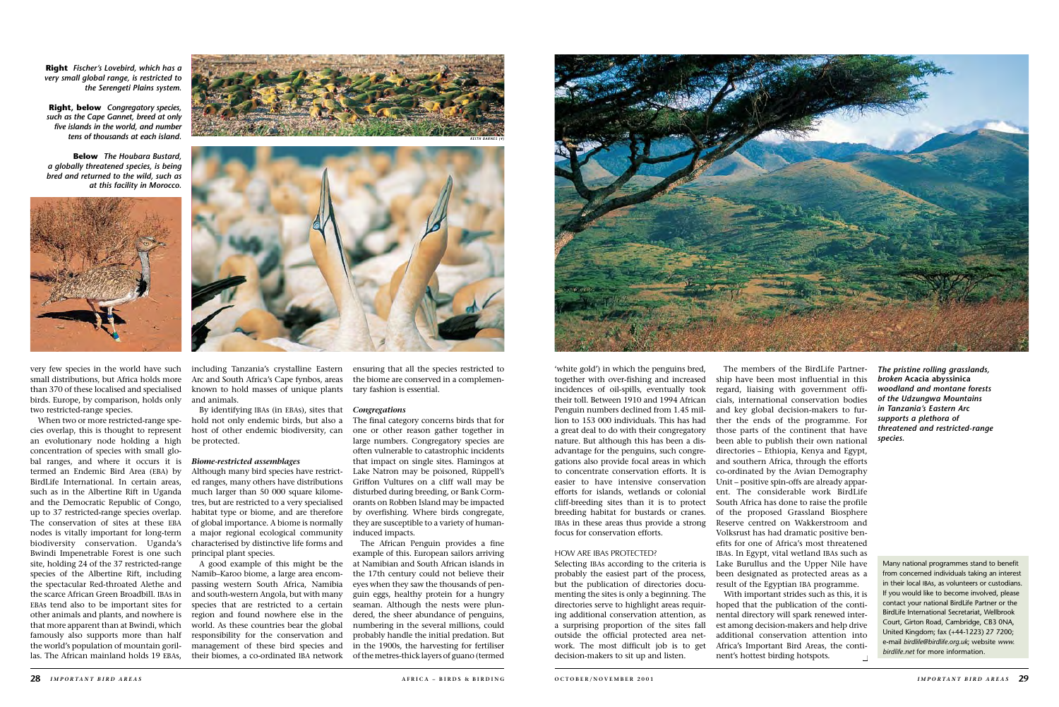**Right** *Fischer's Lovebird, which has a very small global range, is restricted to the Serengeti Plains system.*

**Right, below** *Congregatory species, such as the Cape Gannet, breed at only five islands in the world, and number tens of thousands at each island.*

**Below** *The Houbara Bustard, a globally threatened species, is being bred and returned to the wild, such as at this facility in Morocco.*

KEITH BARNES (4)

very few species in the world have such small distributions, but Africa holds more than 370 of these localised and specialised birds. Europe, by comparison, holds only two restricted-range species.

When two or more restricted-range species overlap, this is thought to represent an evolutionary node holding a high concentration of species with small global ranges, and where it occurs it is termed an Endemic Bird Area (EBA) by BirdLife International. In certain areas, such as in the Albertine Rift in Uganda and the Democratic Republic of Congo, up to 37 restricted-range species overlap. The conservation of sites at these EBA nodes is vitally important for long-term biodiversity conservation. Uganda's Bwindi Impenetrable Forest is one such site, holding 24 of the 37 restricted-range species of the Albertine Rift, including the spectacular Red-throated Alethe and the scarce African Green Broadbill. IBAs in EBAs tend also to be important sites for other animals and plants, and nowhere is that more apparent than at Bwindi, which famously also supports more than half the world's population of mountain gorillas. The African mainland holds 19 EBAs, including Tanzania's crystalline Eastern Arc and South Africa's Cape fynbos, areas known to hold masses of unique plants and animals.

By identifying IBAs (in EBAs), sites that hold not only endemic birds, but also a host of other endemic biodiversity, can be protected.

### *Biome-restricted assemblages*

Although many bird species have restricted ranges, many others have distributions much larger than 50 000 square kilometres, but are restricted to a very specialised habitat type or biome, and are therefore of global importance. A biome is normally a major regional ecological community characterised by distinctive life forms and principal plant species.

A good example of this might be the Namib–Karoo biome, a large area encompassing western South Africa, Namibia and south-western Angola, but with many species that are restricted to a certain region and found nowhere else in the world. As these countries bear the global responsibility for the conservation and management of these bird species and their biomes, a co-ordinated IBA network ensuring that all the species restricted to the biome are conserved in a complementary fashion is essential.

### *Congregations*

The final category concerns birds that for one or other reason gather together in large numbers. Congregatory species are often vulnerable to catastrophic incidents that impact on single sites. Flamingos at Lake Natron may be poisoned, Rüppell's Griffon Vultures on a cliff wall may be disturbed during breeding, or Bank Cormorants on Robben Island may be impacted by overfishing. Where birds congregate, they are susceptible to a variety of human-induced impacts.

The African Penguin provides a fine example of this. European sailors arriving at Namibian and South African islands in the 17th century could not believe their eyes when they saw the thousands of penguin eggs, healthy protein for a hungry seaman. Although the nests were plundered, the sheer abundance of penguins, numbering in the several millions, could probably handle the initial predation. But in the 1900s, the harvesting for fertiliser of the metres-thick layers of guano (termed 'white gold') in which the penguins bred, together with over-fishing and increased incidences of oil-spills, eventually took their toll. Between 1910 and 1994 African Penguin numbers declined from 1.45 million to 153 000 individuals. This has had a great deal to do with their congregatory nature. But although this has been a disadvantage for the penguins, such congregations also provide focal areas in which to concentrate conservation efforts. It is easier to have intensive conservation efforts for islands, wetlands or colonial cliff-breeding sites than it is to protect breeding habitat for bustards or cranes. IBAs in these areas thus provide a strong focus for conservation efforts.

## HOW ARE IBAS PROTECTED?

Selecting IBAs according to the criteria is probably the easiest part of the process, but the publication of directories documenting the sites is only a beginning. The directories serve to highlight areas requiring additional conservation attention, as a surprising proportion of the sites fall outside the official protected area network. The most difficult job is to get decision-makers to sit up and listen.

The members of the BirdLife Partnership have been most influential in this regard, liaising with government officials, international conservation bodies and key global decision-makers to further the ends of the programme. For those parts of the continent that have been able to publish their own national directories – Ethiopia, Kenya and Egypt, and southern Africa, through the efforts co-ordinated by the Avian Demography Unit – positive spin-offs are already apparent. The considerable work BirdLife South Africa has done to raise the profile of the proposed Grassland Biosphere Reserve centred on Wakkerstroom and Volksrust has had dramatic positive benefits for one of Africa's most threatened IBAs. In Egypt, vital wetland IBAs such as Lake Burullus and the Upper Nile have been designated as protected areas as a result of the Egyptian IBA programme.

With important strides such as this, it is hoped that the publication of the continental directory will spark renewed interest among decision-makers and help drive additional conservation attention into Africa's Important Bird Areas, the continent's hottest birding hotspots.

***The pristine rolling grasslands, broken*** **Acacia abyssinica** ***woodland and montane forests of the Udzungwa Mountains in Tanzania's Eastern Arc supports a plethora of threatened and restricted-range species.***

Many national programmes stand to benefit from concerned individuals taking an interest in their local IBAs, as volunteers or custodians. If you would like to become involved, please contact your national BirdLife Partner or the BirdLife International Secretariat, Wellbrook Court, Girton Road, Cambridge, CB3 0NA, United Kingdom; fax (+44-1223) 27 7200; e-mail *birdlife@birdlife.org.uk*; website *www.birdlife.net* for more information.